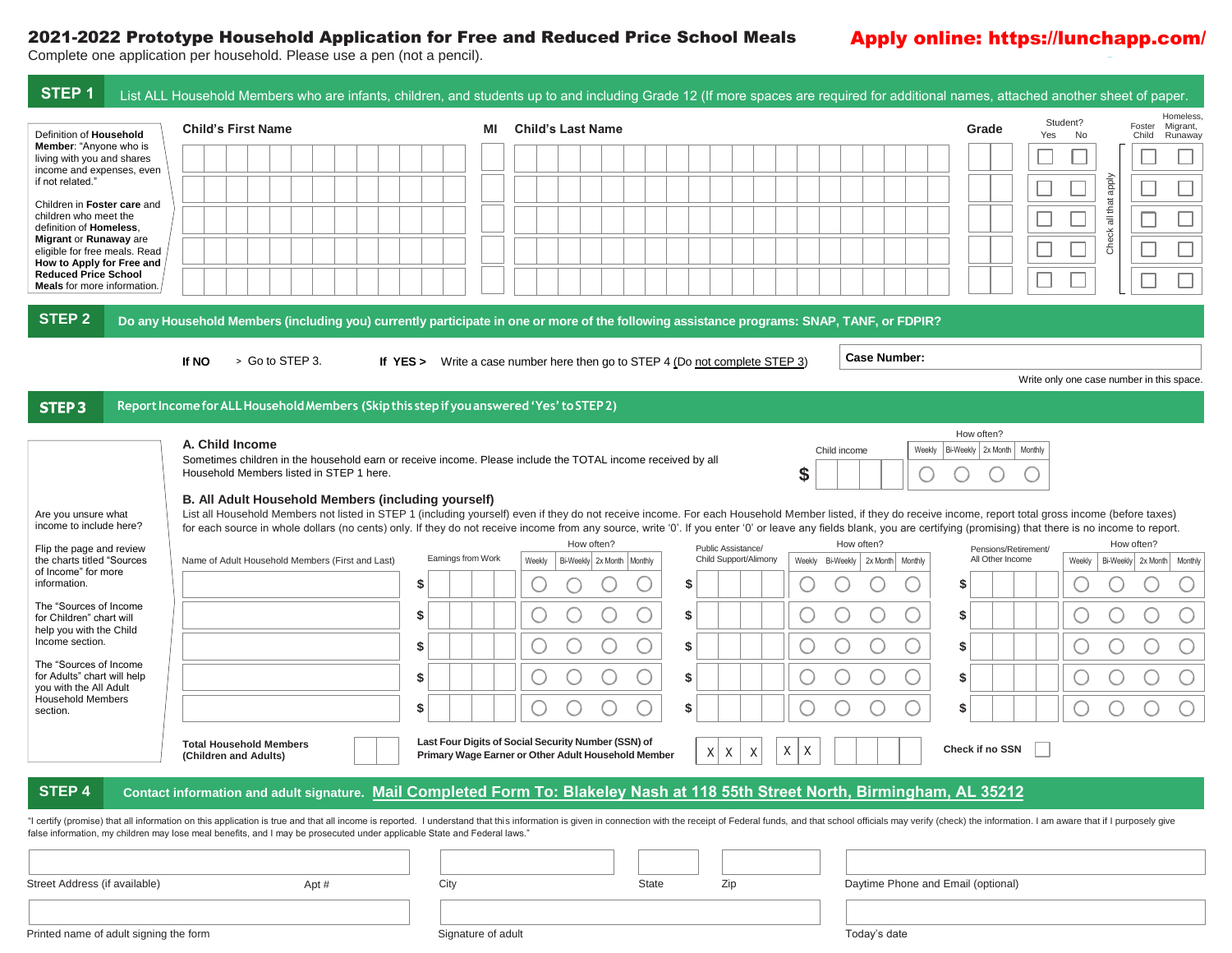# 2021-2022 Prototype Household Application for Free and Reduced Price School Meals

**Apply online: https://lunchapp.com/**

Complete one application per household. Please use a pen (not a pencil).

## STEP 1

List ALL Household Members who are infants, children, and students up to and including Grade 12 (If more spaces are required for additional names, attached another sheet of paper.

Definition of **Household Member**: "Anyone who is living with you and shares income and expenses, even if not related."

Children in **Foster care** and children who meet the definition of **Homeless, Migrant** or **Runaway** are eligible for free meals. Read **How to Apply for Free and Reduced Price School Meals** for more information.

| Child's First Name | MI | Child's Last Name | Grade | Student? Yes | Student? No | Foster Child | Homeless, Migrant, Runaway |
|---|---|---|---|---|---|---|---|
| | | | | ☐ | ☐ | ☐ | ☐ |
| | | | | ☐ | ☐ | ☐ | ☐ |
| | | | | ☐ | ☐ | ☐ | ☐ |
| | | | | ☐ | ☐ | ☐ | ☐ |
| | | | | ☐ | ☐ | ☐ | ☐ |

Check all that apply

## STEP 2

**Do any Household Members (including you) currently participate in one or more of the following assistance programs: SNAP, TANF, or FDPIR?**

**If NO** > Go to STEP 3.   **If YES >** Write a case number here then go to STEP 4 (Do not complete STEP 3)

**Case Number:**

Write only one case number in this space.

## STEP 3

**Report Income for ALL Household Members (Skip this step if you answered 'Yes' to STEP 2)**

Are you unsure what income to include here?

Flip the page and review the charts titled "Sources of Income" for more information.

The "Sources of Income for Children" chart will help you with the Child Income section.

The "Sources of Income for Adults" chart will help you with the All Adult Household Members section.

### A. Child Income

Sometimes children in the household earn or receive income. Please include the TOTAL income received by all Household Members listed in STEP 1 here.

| Child income | How often? Weekly | Bi-Weekly | 2x Month | Monthly |
|---|---|---|---|---|
| $ | ○ | ○ | ○ | ○ |

### B. All Adult Household Members (including yourself)

List all Household Members not listed in STEP 1 (including yourself) even if they do not receive income. For each Household Member listed, if they do receive income, report total gross income (before taxes) for each source in whole dollars (no cents) only. If they do not receive income from any source, write '0'. If you enter '0' or leave any fields blank, you are certifying (promising) that there is no income to report.

| Name of Adult Household Members (First and Last) | Earnings from Work | Weekly | Bi-Weekly | 2x Month | Monthly | Public Assistance/ Child Support/Alimony | Weekly | Bi-Weekly | 2x Month | Monthly | Pensions/Retirement/ All Other Income | Weekly | Bi-Weekly | 2x Month | Monthly |
|---|---|---|---|---|---|---|---|---|---|---|---|---|---|---|---|
| | $ | ○ | ○ | ○ | ○ | $ | ○ | ○ | ○ | ○ | $ | ○ | ○ | ○ | ○ |
| | $ | ○ | ○ | ○ | ○ | $ | ○ | ○ | ○ | ○ | $ | ○ | ○ | ○ | ○ |
| | $ | ○ | ○ | ○ | ○ | $ | ○ | ○ | ○ | ○ | $ | ○ | ○ | ○ | ○ |
| | $ | ○ | ○ | ○ | ○ | $ | ○ | ○ | ○ | ○ | $ | ○ | ○ | ○ | ○ |
| | $ | ○ | ○ | ○ | ○ | $ | ○ | ○ | ○ | ○ | $ | ○ | ○ | ○ | ○ |

**Total Household Members (Children and Adults)**

**Last Four Digits of Social Security Number (SSN) of Primary Wage Earner or Other Adult Household Member** X X X - X X - _ _ _ _

**Check if no SSN** ☐

## STEP 4

**Contact information and adult signature.** **Mail Completed Form To: Blakeley Nash at 118 55th Street North, Birmingham, AL 35212**

"I certify (promise) that all information on this application is true and that all income is reported. I understand that this information is given in connection with the receipt of Federal funds, and that school officials may verify (check) the information. I am aware that if I purposely give false information, my children may lose meal benefits, and I may be prosecuted under applicable State and Federal laws."

| Street Address (if available) | Apt # | City | State | Zip | Daytime Phone and Email (optional) |
|---|---|---|---|---|---|
| | | | | | |

| Printed name of adult signing the form | Signature of adult | Today's date |
|---|---|---|
| | | |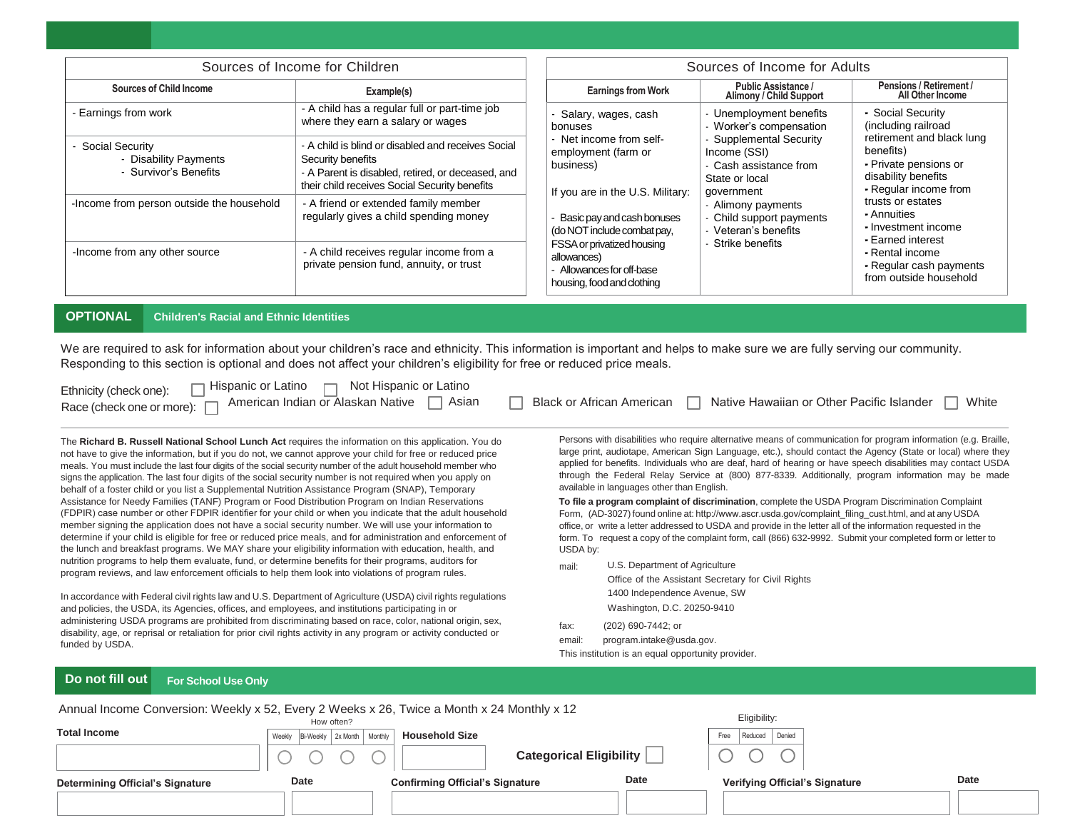## Sources of Income for Children

| Sources of Child Income | Example(s) |
|---|---|
| - Earnings from work | - A child has a regular full or part-time job where they earn a salary or wages |
| - Social Security<br>- Disability Payments<br>- Survivor's Benefits | - A child is blind or disabled and receives Social Security benefits<br>- A Parent is disabled, retired, or deceased, and their child receives Social Security benefits |
| -Income from person outside the household | - A friend or extended family member regularly gives a child spending money |
| -Income from any other source | - A child receives regular income from a private pension fund, annuity, or trust |

## Sources of Income for Adults

| Earnings from Work | Public Assistance / Alimony / Child Support | Pensions / Retirement / All Other Income |
|---|---|---|
| - Salary, wages, cash bonuses<br>- Net income from self-employment (farm or business)<br><br>If you are in the U.S. Military:<br><br>- Basic pay and cash bonuses (do NOT include combat pay, FSSA or privatized housing allowances)<br>- Allowances for off-base housing, food and clothing | - Unemployment benefits<br>- Worker's compensation<br>- Supplemental Security Income (SSI)<br>- Cash assistance from State or local government<br>- Alimony payments<br>- Child support payments<br>- Veteran's benefits<br>- Strike benefits | - Social Security (including railroad retirement and black lung benefits)<br>- Private pensions or disability benefits<br>- Regular income from trusts or estates<br>- Annuities<br>- Investment income<br>- Earned interest<br>- Rental income<br>- Regular cash payments from outside household |

## OPTIONAL Children's Racial and Ethnic Identities

We are required to ask for information about your children's race and ethnicity. This information is important and helps to make sure we are fully serving our community. Responding to this section is optional and does not affect your children's eligibility for free or reduced price meals.

Ethnicity (check one): ☐ Hispanic or Latino ☐ Not Hispanic or Latino

Race (check one or more): ☐ American Indian or Alaskan Native ☐ Asian ☐ Black or African American ☐ Native Hawaiian or Other Pacific Islander ☐ White

The **Richard B. Russell National School Lunch Act** requires the information on this application. You do not have to give the information, but if you do not, we cannot approve your child for free or reduced price meals. You must include the last four digits of the social security number of the adult household member who signs the application. The last four digits of the social security number is not required when you apply on behalf of a foster child or you list a Supplemental Nutrition Assistance Program (SNAP), Temporary Assistance for Needy Families (TANF) Program or Food Distribution Program on Indian Reservations (FDPIR) case number or other FDPIR identifier for your child or when you indicate that the adult household member signing the application does not have a social security number. We will use your information to determine if your child is eligible for free or reduced price meals, and for administration and enforcement of the lunch and breakfast programs. We MAY share your eligibility information with education, health, and nutrition programs to help them evaluate, fund, or determine benefits for their programs, auditors for program reviews, and law enforcement officials to help them look into violations of program rules.

In accordance with Federal civil rights law and U.S. Department of Agriculture (USDA) civil rights regulations and policies, the USDA, its Agencies, offices, and employees, and institutions participating in or administering USDA programs are prohibited from discriminating based on race, color, national origin, sex, disability, age, or reprisal or retaliation for prior civil rights activity in any program or activity conducted or funded by USDA.

Persons with disabilities who require alternative means of communication for program information (e.g. Braille, large print, audiotape, American Sign Language, etc.), should contact the Agency (State or local) where they applied for benefits. Individuals who are deaf, hard of hearing or have speech disabilities may contact USDA through the Federal Relay Service at (800) 877-8339. Additionally, program information may be made available in languages other than English.

**To file a program complaint of discrimination**, complete the USDA Program Discrimination Complaint Form, (AD-3027) found online at: http://www.ascr.usda.gov/complaint_filing_cust.html, and at any USDA office, or write a letter addressed to USDA and provide in the letter all of the information requested in the form. To request a copy of the complaint form, call (866) 632-9992. Submit your completed form or letter to USDA by:

mail: U.S. Department of Agriculture
Office of the Assistant Secretary for Civil Rights
1400 Independence Avenue, SW
Washington, D.C. 20250-9410

fax: (202) 690-7442; or

email: program.intake@usda.gov.

This institution is an equal opportunity provider.

## Do not fill out For School Use Only

Annual Income Conversion: Weekly x 52, Every 2 Weeks x 26, Twice a Month x 24 Monthly x 12

**Total Income** ____

How often? ○ Weekly ○ Bi-Weekly ○ 2x Month ○ Monthly

**Household Size** ____

**Categorical Eligibility** ☐

Eligibility: ○ Free ○ Reduced ○ Denied

**Determining Official's Signature** ____ **Date** ____

**Confirming Official's Signature** ____ **Date** ____

**Verifying Official's Signature** ____ **Date** ____